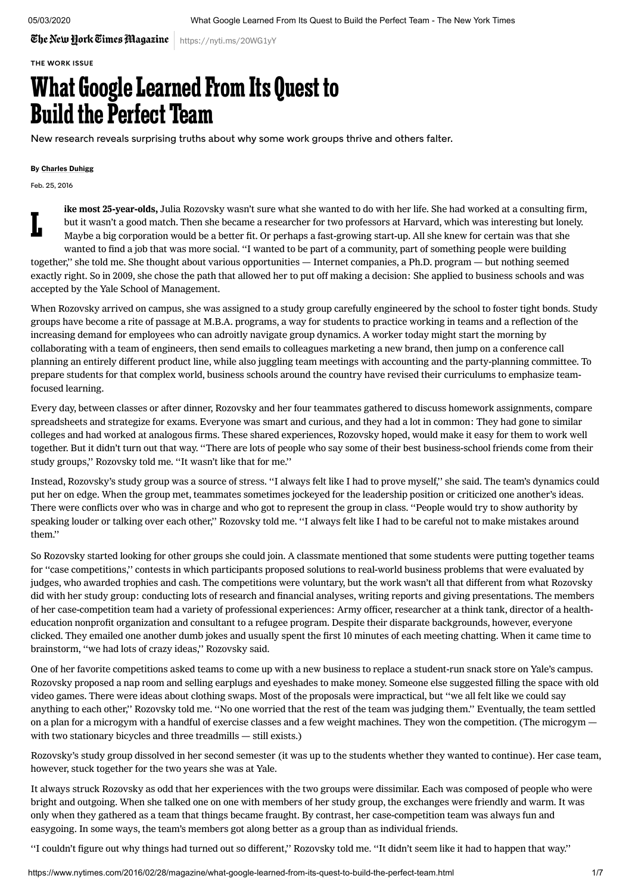The New York Times Magazine | https://nyti.ms/2OWG1yY

THE WORK ISSUE

# What Google Learned From Its Quest to Build the Perfect Team

New research reveals surprising truths about why some work groups thrive and others falter.

**By Charles Duhigg**

Feb. 25, 2016

**Like most 25-year-olds,** Julia Rozovsky wasn't sure what she wanted to do with her life. She had worked at a consulting firm, but it wasn't a good match. Then she became a researcher for two professors at Harvard, which was interesting but lonely. Maybe a big corporation would be a better fit. Or perhaps a fast-growing start-up. All she knew for certain was that she wanted to find a job that was more social. ''I wanted to be part of a community, part of something people were building together,'' she told me. She thought about various opportunities — Internet companies, a Ph.D. program — but nothing seemed exactly right. So in 2009, she chose the path that allowed her to put off making a decision: She applied to business schools and was accepted by the Yale School of Management.

When Rozovsky arrived on campus, she was assigned to a study group carefully engineered by the school to foster tight bonds. Study groups have become a rite of passage at M.B.A. programs, a way for students to practice working in teams and a reflection of the increasing demand for employees who can adroitly navigate group dynamics. A worker today might start the morning by collaborating with a team of engineers, then send emails to colleagues marketing a new brand, then jump on a conference call planning an entirely different product line, while also juggling team meetings with accounting and the party-planning committee. To prepare students for that complex world, business schools around the country have revised their curriculums to emphasize team-focused learning.

Every day, between classes or after dinner, Rozovsky and her four teammates gathered to discuss homework assignments, compare spreadsheets and strategize for exams. Everyone was smart and curious, and they had a lot in common: They had gone to similar colleges and had worked at analogous firms. These shared experiences, Rozovsky hoped, would make it easy for them to work well together. But it didn't turn out that way. ''There are lots of people who say some of their best business-school friends come from their study groups,'' Rozovsky told me. ''It wasn't like that for me.''

Instead, Rozovsky's study group was a source of stress. ''I always felt like I had to prove myself,'' she said. The team's dynamics could put her on edge. When the group met, teammates sometimes jockeyed for the leadership position or criticized one another's ideas. There were conflicts over who was in charge and who got to represent the group in class. ''People would try to show authority by speaking louder or talking over each other,'' Rozovsky told me. ''I always felt like I had to be careful not to make mistakes around them.''

So Rozovsky started looking for other groups she could join. A classmate mentioned that some students were putting together teams for ''case competitions,'' contests in which participants proposed solutions to real-world business problems that were evaluated by judges, who awarded trophies and cash. The competitions were voluntary, but the work wasn't all that different from what Rozovsky did with her study group: conducting lots of research and financial analyses, writing reports and giving presentations. The members of her case-competition team had a variety of professional experiences: Army officer, researcher at a think tank, director of a health-education nonprofit organization and consultant to a refugee program. Despite their disparate backgrounds, however, everyone clicked. They emailed one another dumb jokes and usually spent the first 10 minutes of each meeting chatting. When it came time to brainstorm, ''we had lots of crazy ideas,'' Rozovsky said.

One of her favorite competitions asked teams to come up with a new business to replace a student-run snack store on Yale's campus. Rozovsky proposed a nap room and selling earplugs and eyeshades to make money. Someone else suggested filling the space with old video games. There were ideas about clothing swaps. Most of the proposals were impractical, but ''we all felt like we could say anything to each other,'' Rozovsky told me. ''No one worried that the rest of the team was judging them.'' Eventually, the team settled on a plan for a microgym with a handful of exercise classes and a few weight machines. They won the competition. (The microgym — with two stationary bicycles and three treadmills — still exists.)

Rozovsky's study group dissolved in her second semester (it was up to the students whether they wanted to continue). Her case team, however, stuck together for the two years she was at Yale.

It always struck Rozovsky as odd that her experiences with the two groups were dissimilar. Each was composed of people who were bright and outgoing. When she talked one on one with members of her study group, the exchanges were friendly and warm. It was only when they gathered as a team that things became fraught. By contrast, her case-competition team was always fun and easygoing. In some ways, the team's members got along better as a group than as individual friends.

''I couldn't figure out why things had turned out so different,'' Rozovsky told me. ''It didn't seem like it had to happen that way.''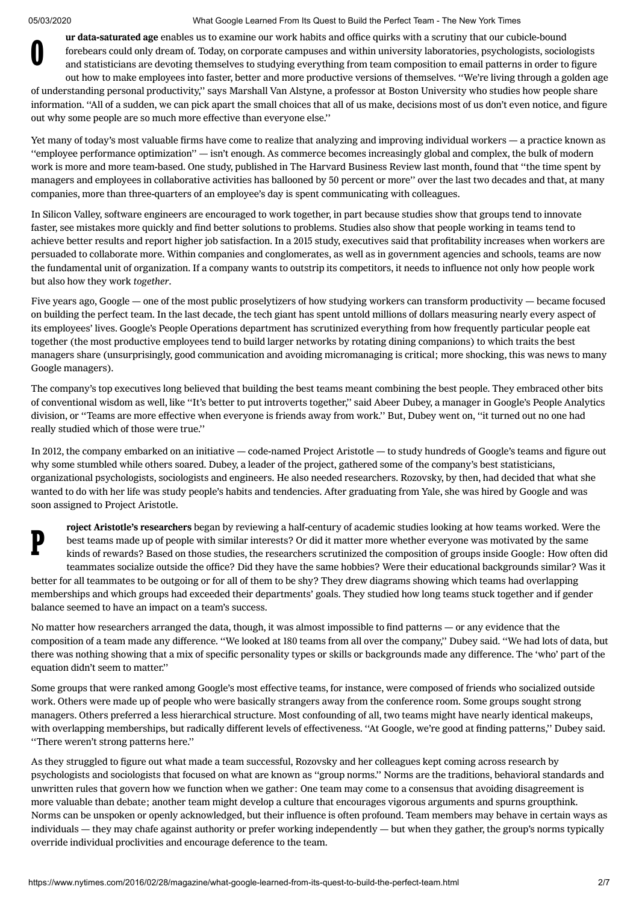**Our data-saturated age** enables us to examine our work habits and office quirks with a scrutiny that our cubicle-bound forebears could only dream of. Today, on corporate campuses and within university laboratories, psychologists, sociologists and statisticians are devoting themselves to studying everything from team composition to email patterns in order to figure out how to make employees into faster, better and more productive versions of themselves. ''We're living through a golden age of understanding personal productivity,'' says Marshall Van Alstyne, a professor at Boston University who studies how people share information. ''All of a sudden, we can pick apart the small choices that all of us make, decisions most of us don't even notice, and figure out why some people are so much more effective than everyone else.''

Yet many of today's most valuable firms have come to realize that analyzing and improving individual workers — a practice known as ''employee performance optimization'' — isn't enough. As commerce becomes increasingly global and complex, the bulk of modern work is more and more team-based. One study, published in The Harvard Business Review last month, found that ''the time spent by managers and employees in collaborative activities has ballooned by 50 percent or more'' over the last two decades and that, at many companies, more than three-quarters of an employee's day is spent communicating with colleagues.

In Silicon Valley, software engineers are encouraged to work together, in part because studies show that groups tend to innovate faster, see mistakes more quickly and find better solutions to problems. Studies also show that people working in teams tend to achieve better results and report higher job satisfaction. In a 2015 study, executives said that profitability increases when workers are persuaded to collaborate more. Within companies and conglomerates, as well as in government agencies and schools, teams are now the fundamental unit of organization. If a company wants to outstrip its competitors, it needs to influence not only how people work but also how they work *together*.

Five years ago, Google — one of the most public proselytizers of how studying workers can transform productivity — became focused on building the perfect team. In the last decade, the tech giant has spent untold millions of dollars measuring nearly every aspect of its employees' lives. Google's People Operations department has scrutinized everything from how frequently particular people eat together (the most productive employees tend to build larger networks by rotating dining companions) to which traits the best managers share (unsurprisingly, good communication and avoiding micromanaging is critical; more shocking, this was news to many Google managers).

The company's top executives long believed that building the best teams meant combining the best people. They embraced other bits of conventional wisdom as well, like ''It's better to put introverts together,'' said Abeer Dubey, a manager in Google's People Analytics division, or ''Teams are more effective when everyone is friends away from work.'' But, Dubey went on, ''it turned out no one had really studied which of those were true.''

In 2012, the company embarked on an initiative — code-named Project Aristotle — to study hundreds of Google's teams and figure out why some stumbled while others soared. Dubey, a leader of the project, gathered some of the company's best statisticians, organizational psychologists, sociologists and engineers. He also needed researchers. Rozovsky, by then, had decided that what she wanted to do with her life was study people's habits and tendencies. After graduating from Yale, she was hired by Google and was soon assigned to Project Aristotle.

**Project Aristotle's researchers** began by reviewing a half-century of academic studies looking at how teams worked. Were the best teams made up of people with similar interests? Or did it matter more whether everyone was motivated by the same kinds of rewards? Based on those studies, the researchers scrutinized the composition of groups inside Google: How often did teammates socialize outside the office? Did they have the same hobbies? Were their educational backgrounds similar? Was it better for all teammates to be outgoing or for all of them to be shy? They drew diagrams showing which teams had overlapping memberships and which groups had exceeded their departments' goals. They studied how long teams stuck together and if gender balance seemed to have an impact on a team's success.

No matter how researchers arranged the data, though, it was almost impossible to find patterns — or any evidence that the composition of a team made any difference. ''We looked at 180 teams from all over the company,'' Dubey said. ''We had lots of data, but there was nothing showing that a mix of specific personality types or skills or backgrounds made any difference. The 'who' part of the equation didn't seem to matter.''

Some groups that were ranked among Google's most effective teams, for instance, were composed of friends who socialized outside work. Others were made up of people who were basically strangers away from the conference room. Some groups sought strong managers. Others preferred a less hierarchical structure. Most confounding of all, two teams might have nearly identical makeups, with overlapping memberships, but radically different levels of effectiveness. ''At Google, we're good at finding patterns,'' Dubey said. ''There weren't strong patterns here.''

As they struggled to figure out what made a team successful, Rozovsky and her colleagues kept coming across research by psychologists and sociologists that focused on what are known as ''group norms.'' Norms are the traditions, behavioral standards and unwritten rules that govern how we function when we gather: One team may come to a consensus that avoiding disagreement is more valuable than debate; another team might develop a culture that encourages vigorous arguments and spurns groupthink. Norms can be unspoken or openly acknowledged, but their influence is often profound. Team members may behave in certain ways as individuals — they may chafe against authority or prefer working independently — but when they gather, the group's norms typically override individual proclivities and encourage deference to the team.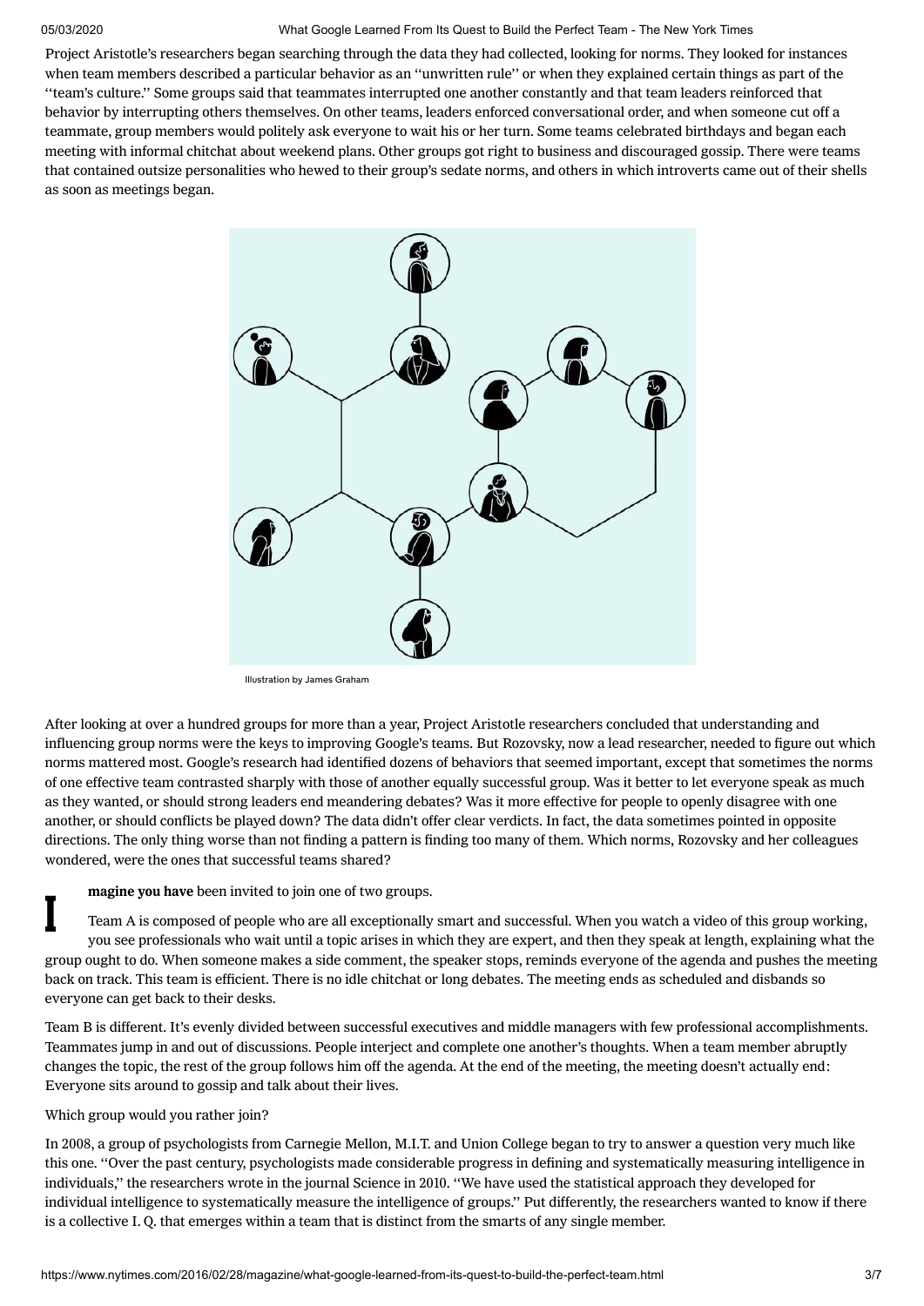Project Aristotle's researchers began searching through the data they had collected, looking for norms. They looked for instances when team members described a particular behavior as an ''unwritten rule'' or when they explained certain things as part of the ''team's culture.'' Some groups said that teammates interrupted one another constantly and that team leaders reinforced that behavior by interrupting others themselves. On other teams, leaders enforced conversational order, and when someone cut off a teammate, group members would politely ask everyone to wait his or her turn. Some teams celebrated birthdays and began each meeting with informal chitchat about weekend plans. Other groups got right to business and discouraged gossip. There were teams that contained outsize personalities who hewed to their group's sedate norms, and others in which introverts came out of their shells as soon as meetings began.

Illustration by James Graham

After looking at over a hundred groups for more than a year, Project Aristotle researchers concluded that understanding and influencing group norms were the keys to improving Google's teams. But Rozovsky, now a lead researcher, needed to figure out which norms mattered most. Google's research had identified dozens of behaviors that seemed important, except that sometimes the norms of one effective team contrasted sharply with those of another equally successful group. Was it better to let everyone speak as much as they wanted, or should strong leaders end meandering debates? Was it more effective for people to openly disagree with one another, or should conflicts be played down? The data didn't offer clear verdicts. In fact, the data sometimes pointed in opposite directions. The only thing worse than not finding a pattern is finding too many of them. Which norms, Rozovsky and her colleagues wondered, were the ones that successful teams shared?

**Imagine you have** been invited to join one of two groups.

Team A is composed of people who are all exceptionally smart and successful. When you watch a video of this group working, you see professionals who wait until a topic arises in which they are expert, and then they speak at length, explaining what the group ought to do. When someone makes a side comment, the speaker stops, reminds everyone of the agenda and pushes the meeting back on track. This team is efficient. There is no idle chitchat or long debates. The meeting ends as scheduled and disbands so everyone can get back to their desks.

Team B is different. It's evenly divided between successful executives and middle managers with few professional accomplishments. Teammates jump in and out of discussions. People interject and complete one another's thoughts. When a team member abruptly changes the topic, the rest of the group follows him off the agenda. At the end of the meeting, the meeting doesn't actually end: Everyone sits around to gossip and talk about their lives.

Which group would you rather join?

In 2008, a group of psychologists from Carnegie Mellon, M.I.T. and Union College began to try to answer a question very much like this one. ''Over the past century, psychologists made considerable progress in defining and systematically measuring intelligence in individuals,'' the researchers wrote in the journal Science in 2010. ''We have used the statistical approach they developed for individual intelligence to systematically measure the intelligence of groups.'' Put differently, the researchers wanted to know if there is a collective I. Q. that emerges within a team that is distinct from the smarts of any single member.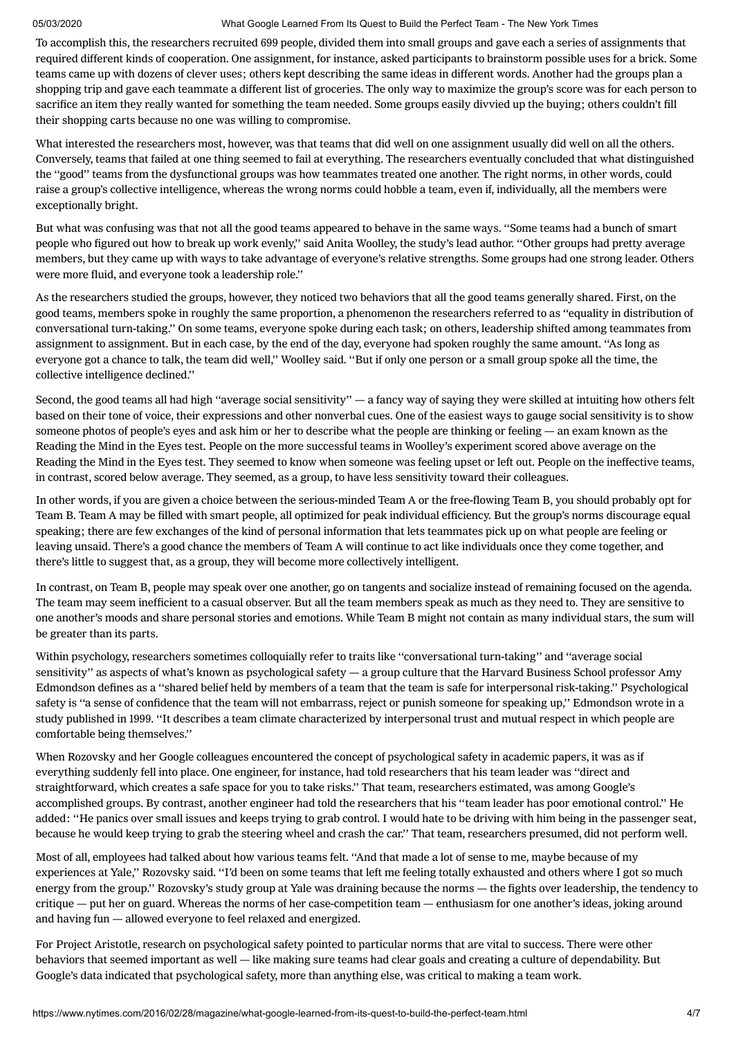To accomplish this, the researchers recruited 699 people, divided them into small groups and gave each a series of assignments that required different kinds of cooperation. One assignment, for instance, asked participants to brainstorm possible uses for a brick. Some teams came up with dozens of clever uses; others kept describing the same ideas in different words. Another had the groups plan a shopping trip and gave each teammate a different list of groceries. The only way to maximize the group's score was for each person to sacrifice an item they really wanted for something the team needed. Some groups easily divvied up the buying; others couldn't fill their shopping carts because no one was willing to compromise.

What interested the researchers most, however, was that teams that did well on one assignment usually did well on all the others. Conversely, teams that failed at one thing seemed to fail at everything. The researchers eventually concluded that what distinguished the ''good'' teams from the dysfunctional groups was how teammates treated one another. The right norms, in other words, could raise a group's collective intelligence, whereas the wrong norms could hobble a team, even if, individually, all the members were exceptionally bright.

But what was confusing was that not all the good teams appeared to behave in the same ways. ''Some teams had a bunch of smart people who figured out how to break up work evenly,'' said Anita Woolley, the study's lead author. ''Other groups had pretty average members, but they came up with ways to take advantage of everyone's relative strengths. Some groups had one strong leader. Others were more fluid, and everyone took a leadership role.''

As the researchers studied the groups, however, they noticed two behaviors that all the good teams generally shared. First, on the good teams, members spoke in roughly the same proportion, a phenomenon the researchers referred to as ''equality in distribution of conversational turn-taking.'' On some teams, everyone spoke during each task; on others, leadership shifted among teammates from assignment to assignment. But in each case, by the end of the day, everyone had spoken roughly the same amount. ''As long as everyone got a chance to talk, the team did well,'' Woolley said. ''But if only one person or a small group spoke all the time, the collective intelligence declined.''

Second, the good teams all had high ''average social sensitivity'' — a fancy way of saying they were skilled at intuiting how others felt based on their tone of voice, their expressions and other nonverbal cues. One of the easiest ways to gauge social sensitivity is to show someone photos of people's eyes and ask him or her to describe what the people are thinking or feeling — an exam known as the Reading the Mind in the Eyes test. People on the more successful teams in Woolley's experiment scored above average on the Reading the Mind in the Eyes test. They seemed to know when someone was feeling upset or left out. People on the ineffective teams, in contrast, scored below average. They seemed, as a group, to have less sensitivity toward their colleagues.

In other words, if you are given a choice between the serious-minded Team A or the free-flowing Team B, you should probably opt for Team B. Team A may be filled with smart people, all optimized for peak individual efficiency. But the group's norms discourage equal speaking; there are few exchanges of the kind of personal information that lets teammates pick up on what people are feeling or leaving unsaid. There's a good chance the members of Team A will continue to act like individuals once they come together, and there's little to suggest that, as a group, they will become more collectively intelligent.

In contrast, on Team B, people may speak over one another, go on tangents and socialize instead of remaining focused on the agenda. The team may seem inefficient to a casual observer. But all the team members speak as much as they need to. They are sensitive to one another's moods and share personal stories and emotions. While Team B might not contain as many individual stars, the sum will be greater than its parts.

Within psychology, researchers sometimes colloquially refer to traits like ''conversational turn-taking'' and ''average social sensitivity'' as aspects of what's known as psychological safety — a group culture that the Harvard Business School professor Amy Edmondson defines as a ''shared belief held by members of a team that the team is safe for interpersonal risk-taking.'' Psychological safety is ''a sense of confidence that the team will not embarrass, reject or punish someone for speaking up,'' Edmondson wrote in a study published in 1999. ''It describes a team climate characterized by interpersonal trust and mutual respect in which people are comfortable being themselves.''

When Rozovsky and her Google colleagues encountered the concept of psychological safety in academic papers, it was as if everything suddenly fell into place. One engineer, for instance, had told researchers that his team leader was ''direct and straightforward, which creates a safe space for you to take risks.'' That team, researchers estimated, was among Google's accomplished groups. By contrast, another engineer had told the researchers that his ''team leader has poor emotional control.'' He added: ''He panics over small issues and keeps trying to grab control. I would hate to be driving with him being in the passenger seat, because he would keep trying to grab the steering wheel and crash the car.'' That team, researchers presumed, did not perform well.

Most of all, employees had talked about how various teams felt. ''And that made a lot of sense to me, maybe because of my experiences at Yale,'' Rozovsky said. ''I'd been on some teams that left me feeling totally exhausted and others where I got so much energy from the group.'' Rozovsky's study group at Yale was draining because the norms — the fights over leadership, the tendency to critique — put her on guard. Whereas the norms of her case-competition team — enthusiasm for one another's ideas, joking around and having fun — allowed everyone to feel relaxed and energized.

For Project Aristotle, research on psychological safety pointed to particular norms that are vital to success. There were other behaviors that seemed important as well — like making sure teams had clear goals and creating a culture of dependability. But Google's data indicated that psychological safety, more than anything else, was critical to making a team work.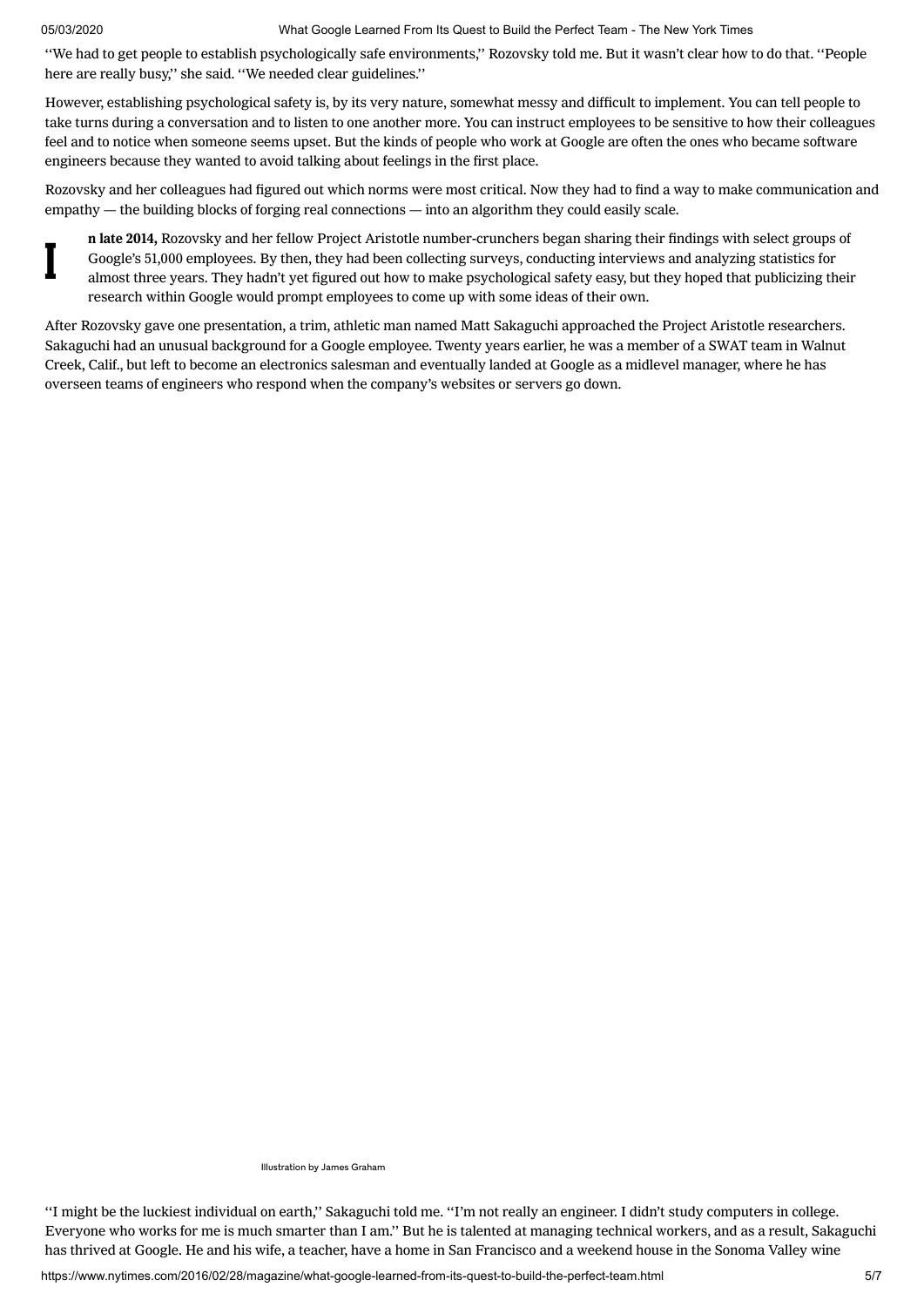''We had to get people to establish psychologically safe environments,'' Rozovsky told me. But it wasn't clear how to do that. ''People here are really busy,'' she said. ''We needed clear guidelines.''

However, establishing psychological safety is, by its very nature, somewhat messy and difficult to implement. You can tell people to take turns during a conversation and to listen to one another more. You can instruct employees to be sensitive to how their colleagues feel and to notice when someone seems upset. But the kinds of people who work at Google are often the ones who became software engineers because they wanted to avoid talking about feelings in the first place.

Rozovsky and her colleagues had figured out which norms were most critical. Now they had to find a way to make communication and empathy — the building blocks of forging real connections — into an algorithm they could easily scale.

**In late 2014,** Rozovsky and her fellow Project Aristotle number-crunchers began sharing their findings with select groups of Google's 51,000 employees. By then, they had been collecting surveys, conducting interviews and analyzing statistics for almost three years. They hadn't yet figured out how to make psychological safety easy, but they hoped that publicizing their research within Google would prompt employees to come up with some ideas of their own.

After Rozovsky gave one presentation, a trim, athletic man named Matt Sakaguchi approached the Project Aristotle researchers. Sakaguchi had an unusual background for a Google employee. Twenty years earlier, he was a member of a SWAT team in Walnut Creek, Calif., but left to become an electronics salesman and eventually landed at Google as a midlevel manager, where he has overseen teams of engineers who respond when the company's websites or servers go down.

Illustration by James Graham

''I might be the luckiest individual on earth,'' Sakaguchi told me. ''I'm not really an engineer. I didn't study computers in college. Everyone who works for me is much smarter than I am.'' But he is talented at managing technical workers, and as a result, Sakaguchi has thrived at Google. He and his wife, a teacher, have a home in San Francisco and a weekend house in the Sonoma Valley wine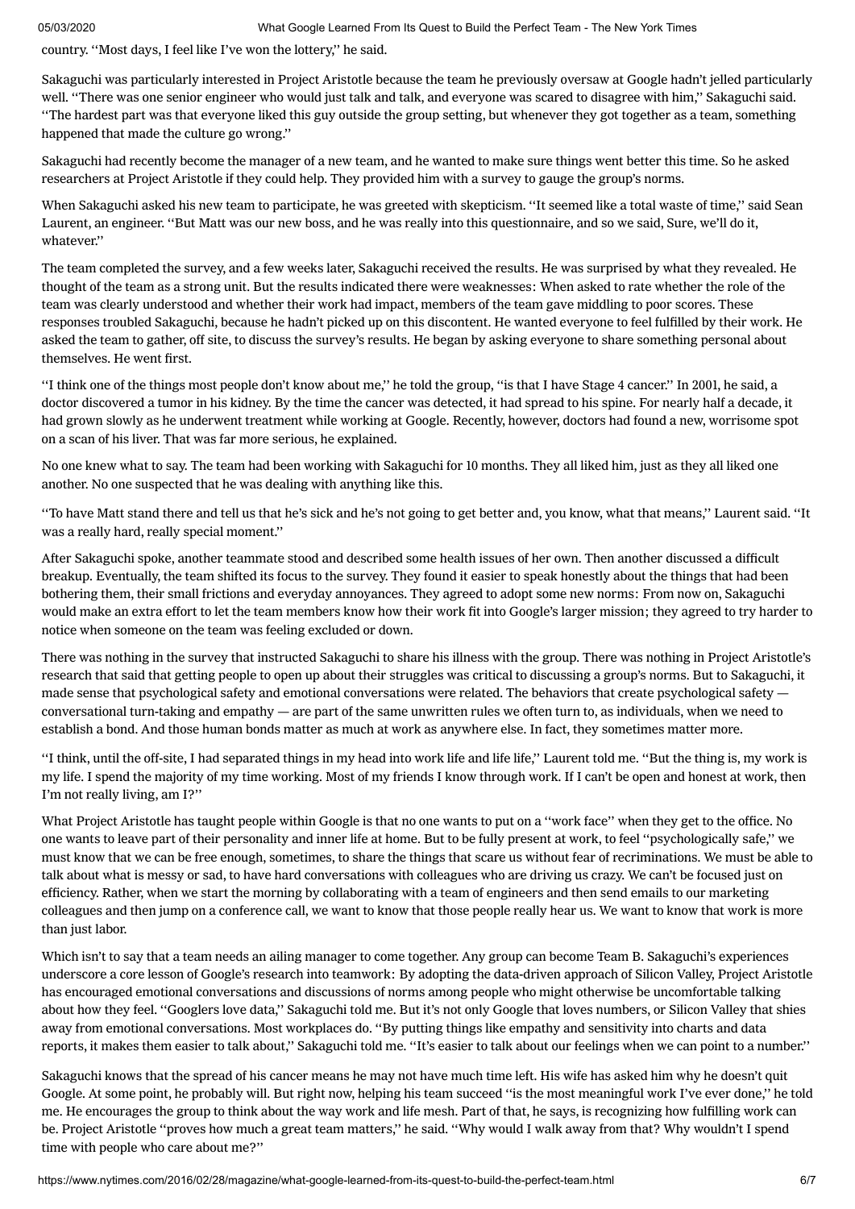country. ''Most days, I feel like I've won the lottery,'' he said.

Sakaguchi was particularly interested in Project Aristotle because the team he previously oversaw at Google hadn't jelled particularly well. ''There was one senior engineer who would just talk and talk, and everyone was scared to disagree with him,'' Sakaguchi said. ''The hardest part was that everyone liked this guy outside the group setting, but whenever they got together as a team, something happened that made the culture go wrong.''

Sakaguchi had recently become the manager of a new team, and he wanted to make sure things went better this time. So he asked researchers at Project Aristotle if they could help. They provided him with a survey to gauge the group's norms.

When Sakaguchi asked his new team to participate, he was greeted with skepticism. ''It seemed like a total waste of time,'' said Sean Laurent, an engineer. ''But Matt was our new boss, and he was really into this questionnaire, and so we said, Sure, we'll do it, whatever.''

The team completed the survey, and a few weeks later, Sakaguchi received the results. He was surprised by what they revealed. He thought of the team as a strong unit. But the results indicated there were weaknesses: When asked to rate whether the role of the team was clearly understood and whether their work had impact, members of the team gave middling to poor scores. These responses troubled Sakaguchi, because he hadn't picked up on this discontent. He wanted everyone to feel fulfilled by their work. He asked the team to gather, off site, to discuss the survey's results. He began by asking everyone to share something personal about themselves. He went first.

''I think one of the things most people don't know about me,'' he told the group, ''is that I have Stage 4 cancer.'' In 2001, he said, a doctor discovered a tumor in his kidney. By the time the cancer was detected, it had spread to his spine. For nearly half a decade, it had grown slowly as he underwent treatment while working at Google. Recently, however, doctors had found a new, worrisome spot on a scan of his liver. That was far more serious, he explained.

No one knew what to say. The team had been working with Sakaguchi for 10 months. They all liked him, just as they all liked one another. No one suspected that he was dealing with anything like this.

''To have Matt stand there and tell us that he's sick and he's not going to get better and, you know, what that means,'' Laurent said. ''It was a really hard, really special moment.''

After Sakaguchi spoke, another teammate stood and described some health issues of her own. Then another discussed a difficult breakup. Eventually, the team shifted its focus to the survey. They found it easier to speak honestly about the things that had been bothering them, their small frictions and everyday annoyances. They agreed to adopt some new norms: From now on, Sakaguchi would make an extra effort to let the team members know how their work fit into Google's larger mission; they agreed to try harder to notice when someone on the team was feeling excluded or down.

There was nothing in the survey that instructed Sakaguchi to share his illness with the group. There was nothing in Project Aristotle's research that said that getting people to open up about their struggles was critical to discussing a group's norms. But to Sakaguchi, it made sense that psychological safety and emotional conversations were related. The behaviors that create psychological safety — conversational turn-taking and empathy — are part of the same unwritten rules we often turn to, as individuals, when we need to establish a bond. And those human bonds matter as much at work as anywhere else. In fact, they sometimes matter more.

''I think, until the off-site, I had separated things in my head into work life and life life,'' Laurent told me. ''But the thing is, my work is my life. I spend the majority of my time working. Most of my friends I know through work. If I can't be open and honest at work, then I'm not really living, am I?''

What Project Aristotle has taught people within Google is that no one wants to put on a ''work face'' when they get to the office. No one wants to leave part of their personality and inner life at home. But to be fully present at work, to feel ''psychologically safe,'' we must know that we can be free enough, sometimes, to share the things that scare us without fear of recriminations. We must be able to talk about what is messy or sad, to have hard conversations with colleagues who are driving us crazy. We can't be focused just on efficiency. Rather, when we start the morning by collaborating with a team of engineers and then send emails to our marketing colleagues and then jump on a conference call, we want to know that those people really hear us. We want to know that work is more than just labor.

Which isn't to say that a team needs an ailing manager to come together. Any group can become Team B. Sakaguchi's experiences underscore a core lesson of Google's research into teamwork: By adopting the data-driven approach of Silicon Valley, Project Aristotle has encouraged emotional conversations and discussions of norms among people who might otherwise be uncomfortable talking about how they feel. ''Googlers love data,'' Sakaguchi told me. But it's not only Google that loves numbers, or Silicon Valley that shies away from emotional conversations. Most workplaces do. ''By putting things like empathy and sensitivity into charts and data reports, it makes them easier to talk about,'' Sakaguchi told me. ''It's easier to talk about our feelings when we can point to a number.''

Sakaguchi knows that the spread of his cancer means he may not have much time left. His wife has asked him why he doesn't quit Google. At some point, he probably will. But right now, helping his team succeed ''is the most meaningful work I've ever done,'' he told me. He encourages the group to think about the way work and life mesh. Part of that, he says, is recognizing how fulfilling work can be. Project Aristotle ''proves how much a great team matters,'' he said. ''Why would I walk away from that? Why wouldn't I spend time with people who care about me?''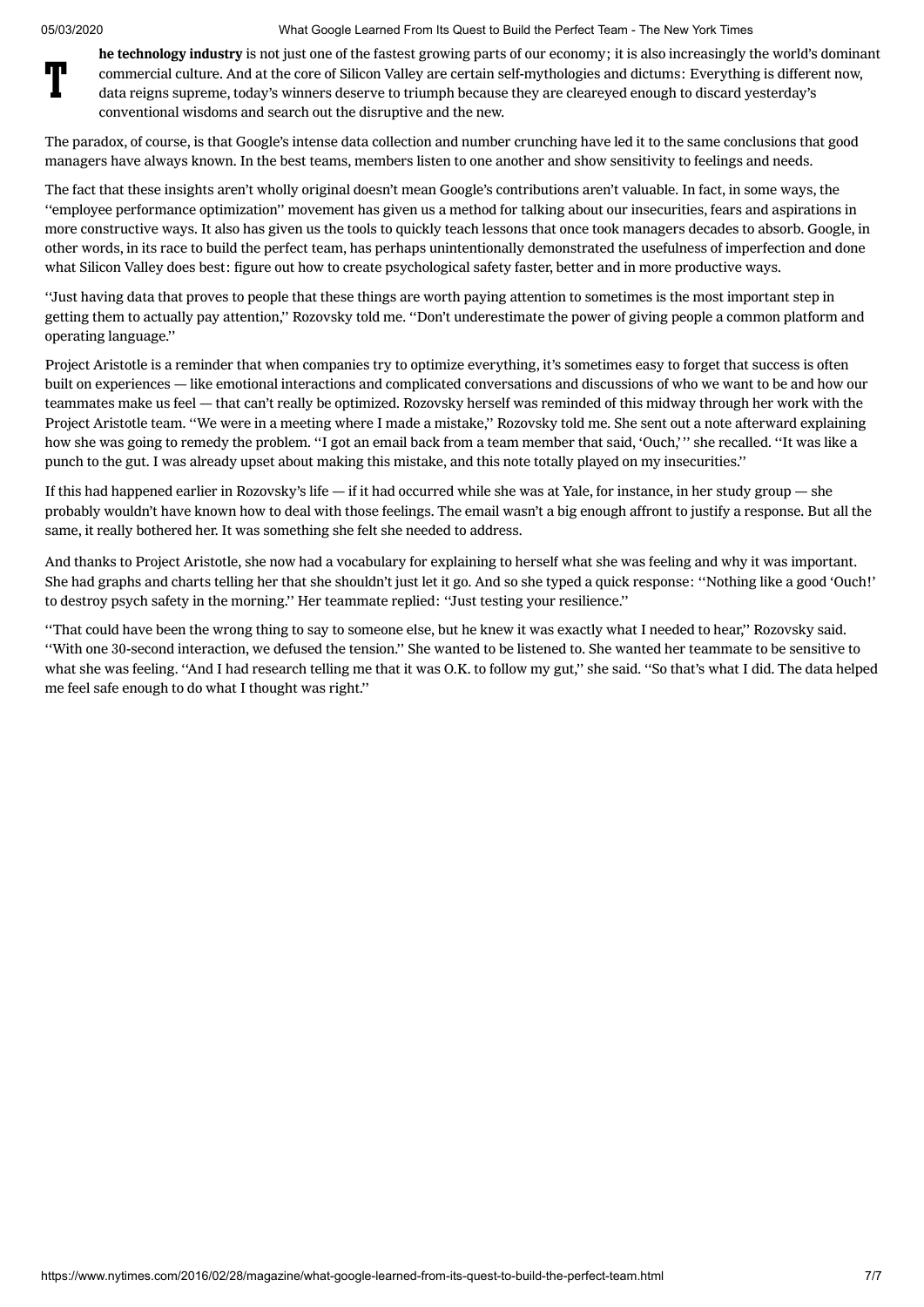**The technology industry** is not just one of the fastest growing parts of our economy; it is also increasingly the world's dominant commercial culture. And at the core of Silicon Valley are certain self-mythologies and dictums: Everything is different now, data reigns supreme, today's winners deserve to triumph because they are cleareyed enough to discard yesterday's conventional wisdoms and search out the disruptive and the new.

The paradox, of course, is that Google's intense data collection and number crunching have led it to the same conclusions that good managers have always known. In the best teams, members listen to one another and show sensitivity to feelings and needs.

The fact that these insights aren't wholly original doesn't mean Google's contributions aren't valuable. In fact, in some ways, the ''employee performance optimization'' movement has given us a method for talking about our insecurities, fears and aspirations in more constructive ways. It also has given us the tools to quickly teach lessons that once took managers decades to absorb. Google, in other words, in its race to build the perfect team, has perhaps unintentionally demonstrated the usefulness of imperfection and done what Silicon Valley does best: figure out how to create psychological safety faster, better and in more productive ways.

''Just having data that proves to people that these things are worth paying attention to sometimes is the most important step in getting them to actually pay attention,'' Rozovsky told me. ''Don't underestimate the power of giving people a common platform and operating language.''

Project Aristotle is a reminder that when companies try to optimize everything, it's sometimes easy to forget that success is often built on experiences — like emotional interactions and complicated conversations and discussions of who we want to be and how our teammates make us feel — that can't really be optimized. Rozovsky herself was reminded of this midway through her work with the Project Aristotle team. ''We were in a meeting where I made a mistake,'' Rozovsky told me. She sent out a note afterward explaining how she was going to remedy the problem. ''I got an email back from a team member that said, 'Ouch,' '' she recalled. ''It was like a punch to the gut. I was already upset about making this mistake, and this note totally played on my insecurities.''

If this had happened earlier in Rozovsky's life — if it had occurred while she was at Yale, for instance, in her study group — she probably wouldn't have known how to deal with those feelings. The email wasn't a big enough affront to justify a response. But all the same, it really bothered her. It was something she felt she needed to address.

And thanks to Project Aristotle, she now had a vocabulary for explaining to herself what she was feeling and why it was important. She had graphs and charts telling her that she shouldn't just let it go. And so she typed a quick response: ''Nothing like a good 'Ouch!' to destroy psych safety in the morning.'' Her teammate replied: ''Just testing your resilience.''

''That could have been the wrong thing to say to someone else, but he knew it was exactly what I needed to hear,'' Rozovsky said. ''With one 30-second interaction, we defused the tension.'' She wanted to be listened to. She wanted her teammate to be sensitive to what she was feeling. ''And I had research telling me that it was O.K. to follow my gut,'' she said. ''So that's what I did. The data helped me feel safe enough to do what I thought was right.''